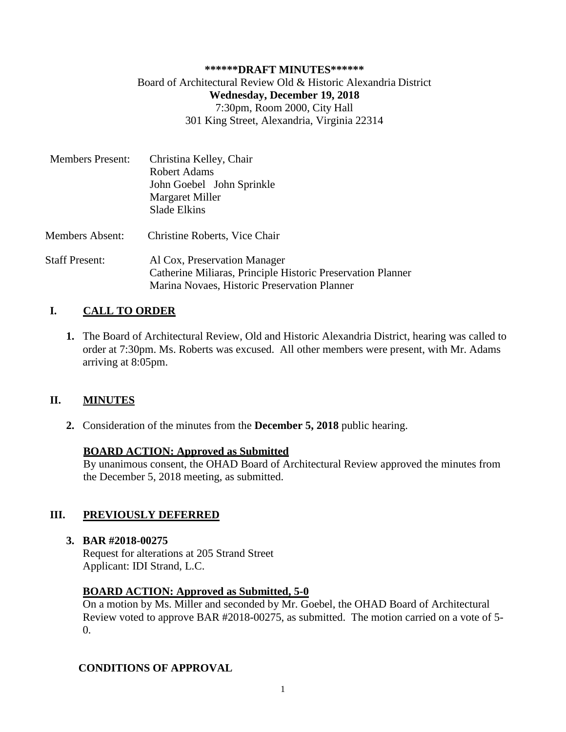**\*\*\*\*\*\*DRAFT MINUTES\*\*\*\*\*\***

Board of Architectural Review Old & Historic Alexandria District

**Wednesday, December 19, 2018**

7:30pm, Room 2000, City Hall

301 King Street, Alexandria, Virginia 22314

Members Present: Christina Kelley, Chair
Robert Adams
John Goebel John Sprinkle
Margaret Miller
Slade Elkins

Members Absent: Christine Roberts, Vice Chair

Staff Present: Al Cox, Preservation Manager
Catherine Miliaras, Principle Historic Preservation Planner
Marina Novaes, Historic Preservation Planner

## I. CALL TO ORDER

1. The Board of Architectural Review, Old and Historic Alexandria District, hearing was called to order at 7:30pm. Ms. Roberts was excused. All other members were present, with Mr. Adams arriving at 8:05pm.

## II. MINUTES

2. Consideration of the minutes from the **December 5, 2018** public hearing.

**BOARD ACTION: Approved as Submitted**

By unanimous consent, the OHAD Board of Architectural Review approved the minutes from the December 5, 2018 meeting, as submitted.

## III. PREVIOUSLY DEFERRED

3. **BAR #2018-00275**
Request for alterations at 205 Strand Street
Applicant: IDI Strand, L.C.

**BOARD ACTION: Approved as Submitted, 5-0**

On a motion by Ms. Miller and seconded by Mr. Goebel, the OHAD Board of Architectural Review voted to approve BAR #2018-00275, as submitted. The motion carried on a vote of 5-0.

**CONDITIONS OF APPROVAL**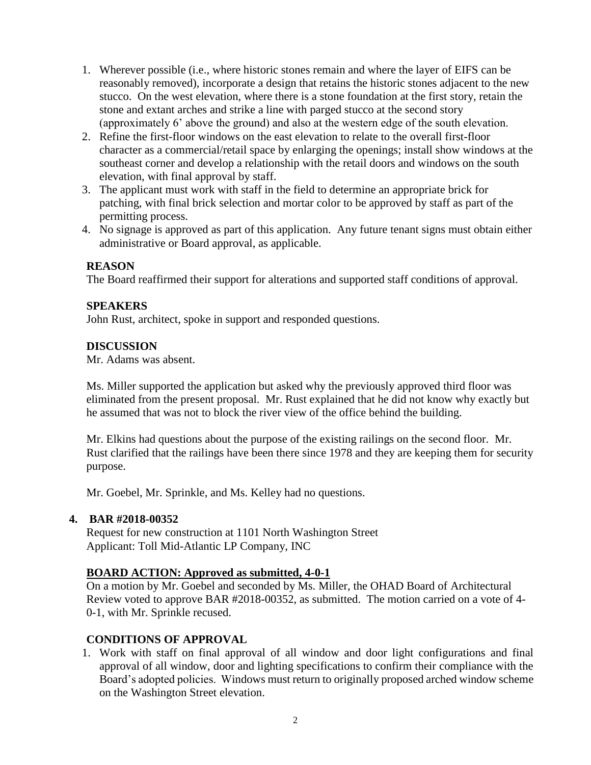1. Wherever possible (i.e., where historic stones remain and where the layer of EIFS can be reasonably removed), incorporate a design that retains the historic stones adjacent to the new stucco. On the west elevation, where there is a stone foundation at the first story, retain the stone and extant arches and strike a line with parged stucco at the second story (approximately 6' above the ground) and also at the western edge of the south elevation.
2. Refine the first-floor windows on the east elevation to relate to the overall first-floor character as a commercial/retail space by enlarging the openings; install show windows at the southeast corner and develop a relationship with the retail doors and windows on the south elevation, with final approval by staff.
3. The applicant must work with staff in the field to determine an appropriate brick for patching, with final brick selection and mortar color to be approved by staff as part of the permitting process.
4. No signage is approved as part of this application. Any future tenant signs must obtain either administrative or Board approval, as applicable.

**REASON**

The Board reaffirmed their support for alterations and supported staff conditions of approval.

**SPEAKERS**

John Rust, architect, spoke in support and responded questions.

**DISCUSSION**

Mr. Adams was absent.

Ms. Miller supported the application but asked why the previously approved third floor was eliminated from the present proposal. Mr. Rust explained that he did not know why exactly but he assumed that was not to block the river view of the office behind the building.

Mr. Elkins had questions about the purpose of the existing railings on the second floor. Mr. Rust clarified that the railings have been there since 1978 and they are keeping them for security purpose.

Mr. Goebel, Mr. Sprinkle, and Ms. Kelley had no questions.

**4. BAR #2018-00352**

Request for new construction at 1101 North Washington Street
Applicant: Toll Mid-Atlantic LP Company, INC

**BOARD ACTION: Approved as submitted, 4-0-1**

On a motion by Mr. Goebel and seconded by Ms. Miller, the OHAD Board of Architectural Review voted to approve BAR #2018-00352, as submitted. The motion carried on a vote of 4-0-1, with Mr. Sprinkle recused.

**CONDITIONS OF APPROVAL**

1. Work with staff on final approval of all window and door light configurations and final approval of all window, door and lighting specifications to confirm their compliance with the Board's adopted policies. Windows must return to originally proposed arched window scheme on the Washington Street elevation.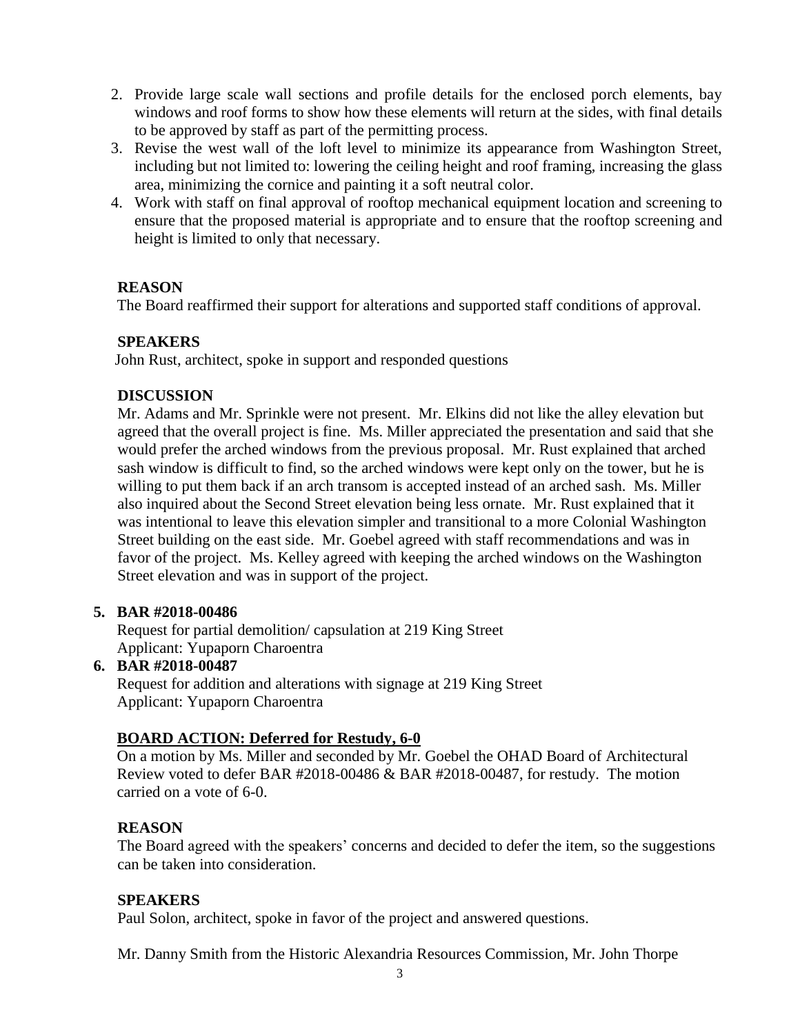2. Provide large scale wall sections and profile details for the enclosed porch elements, bay windows and roof forms to show how these elements will return at the sides, with final details to be approved by staff as part of the permitting process.
3. Revise the west wall of the loft level to minimize its appearance from Washington Street, including but not limited to: lowering the ceiling height and roof framing, increasing the glass area, minimizing the cornice and painting it a soft neutral color.
4. Work with staff on final approval of rooftop mechanical equipment location and screening to ensure that the proposed material is appropriate and to ensure that the rooftop screening and height is limited to only that necessary.

**REASON**

The Board reaffirmed their support for alterations and supported staff conditions of approval.

**SPEAKERS**

John Rust, architect, spoke in support and responded questions

**DISCUSSION**

Mr. Adams and Mr. Sprinkle were not present. Mr. Elkins did not like the alley elevation but agreed that the overall project is fine. Ms. Miller appreciated the presentation and said that she would prefer the arched windows from the previous proposal. Mr. Rust explained that arched sash window is difficult to find, so the arched windows were kept only on the tower, but he is willing to put them back if an arch transom is accepted instead of an arched sash. Ms. Miller also inquired about the Second Street elevation being less ornate. Mr. Rust explained that it was intentional to leave this elevation simpler and transitional to a more Colonial Washington Street building on the east side. Mr. Goebel agreed with staff recommendations and was in favor of the project. Ms. Kelley agreed with keeping the arched windows on the Washington Street elevation and was in support of the project.

**5. BAR #2018-00486**

Request for partial demolition/ capsulation at 219 King Street
Applicant: Yupaporn Charoentra

**6. BAR #2018-00487**

Request for addition and alterations with signage at 219 King Street
Applicant: Yupaporn Charoentra

**BOARD ACTION: Deferred for Restudy, 6-0**

On a motion by Ms. Miller and seconded by Mr. Goebel the OHAD Board of Architectural Review voted to defer BAR #2018-00486 & BAR #2018-00487, for restudy. The motion carried on a vote of 6-0.

**REASON**

The Board agreed with the speakers' concerns and decided to defer the item, so the suggestions can be taken into consideration.

**SPEAKERS**

Paul Solon, architect, spoke in favor of the project and answered questions.

Mr. Danny Smith from the Historic Alexandria Resources Commission, Mr. John Thorpe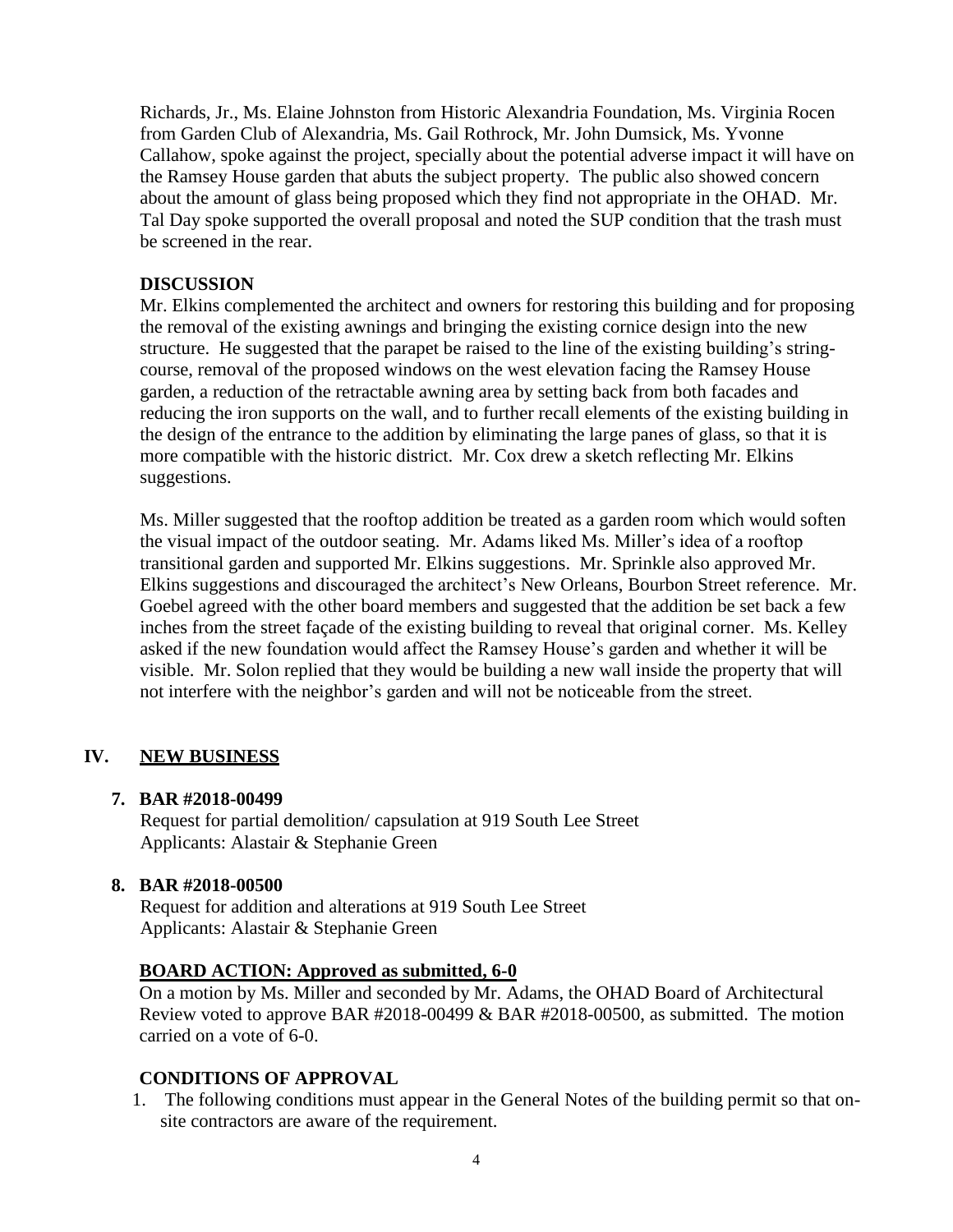Richards, Jr., Ms. Elaine Johnston from Historic Alexandria Foundation, Ms. Virginia Rocen from Garden Club of Alexandria, Ms. Gail Rothrock, Mr. John Dumsick, Ms. Yvonne Callahow, spoke against the project, specially about the potential adverse impact it will have on the Ramsey House garden that abuts the subject property. The public also showed concern about the amount of glass being proposed which they find not appropriate in the OHAD. Mr. Tal Day spoke supported the overall proposal and noted the SUP condition that the trash must be screened in the rear.

**DISCUSSION**

Mr. Elkins complemented the architect and owners for restoring this building and for proposing the removal of the existing awnings and bringing the existing cornice design into the new structure. He suggested that the parapet be raised to the line of the existing building's string-course, removal of the proposed windows on the west elevation facing the Ramsey House garden, a reduction of the retractable awning area by setting back from both facades and reducing the iron supports on the wall, and to further recall elements of the existing building in the design of the entrance to the addition by eliminating the large panes of glass, so that it is more compatible with the historic district. Mr. Cox drew a sketch reflecting Mr. Elkins suggestions.

Ms. Miller suggested that the rooftop addition be treated as a garden room which would soften the visual impact of the outdoor seating. Mr. Adams liked Ms. Miller's idea of a rooftop transitional garden and supported Mr. Elkins suggestions. Mr. Sprinkle also approved Mr. Elkins suggestions and discouraged the architect's New Orleans, Bourbon Street reference. Mr. Goebel agreed with the other board members and suggested that the addition be set back a few inches from the street façade of the existing building to reveal that original corner. Ms. Kelley asked if the new foundation would affect the Ramsey House's garden and whether it will be visible. Mr. Solon replied that they would be building a new wall inside the property that will not interfere with the neighbor's garden and will not be noticeable from the street.

## IV. NEW BUSINESS

**7. BAR #2018-00499**

Request for partial demolition/ capsulation at 919 South Lee Street
Applicants: Alastair & Stephanie Green

**8. BAR #2018-00500**

Request for addition and alterations at 919 South Lee Street
Applicants: Alastair & Stephanie Green

**BOARD ACTION: Approved as submitted, 6-0**

On a motion by Ms. Miller and seconded by Mr. Adams, the OHAD Board of Architectural Review voted to approve BAR #2018-00499 & BAR #2018-00500, as submitted. The motion carried on a vote of 6-0.

**CONDITIONS OF APPROVAL**

1. The following conditions must appear in the General Notes of the building permit so that on-site contractors are aware of the requirement.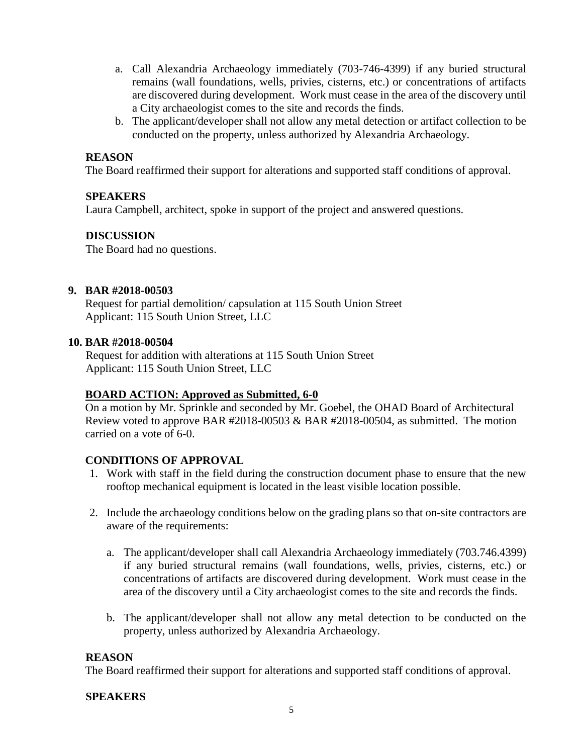a. Call Alexandria Archaeology immediately (703-746-4399) if any buried structural remains (wall foundations, wells, privies, cisterns, etc.) or concentrations of artifacts are discovered during development. Work must cease in the area of the discovery until a City archaeologist comes to the site and records the finds.
b. The applicant/developer shall not allow any metal detection or artifact collection to be conducted on the property, unless authorized by Alexandria Archaeology.

**REASON**
The Board reaffirmed their support for alterations and supported staff conditions of approval.

**SPEAKERS**
Laura Campbell, architect, spoke in support of the project and answered questions.

**DISCUSSION**
The Board had no questions.

**9. BAR #2018-00503**
Request for partial demolition/ capsulation at 115 South Union Street
Applicant: 115 South Union Street, LLC

**10. BAR #2018-00504**
Request for addition with alterations at 115 South Union Street
Applicant: 115 South Union Street, LLC

**<u>BOARD ACTION: Approved as Submitted, 6-0</u>**
On a motion by Mr. Sprinkle and seconded by Mr. Goebel, the OHAD Board of Architectural Review voted to approve BAR #2018-00503 & BAR #2018-00504, as submitted. The motion carried on a vote of 6-0.

**CONDITIONS OF APPROVAL**

1. Work with staff in the field during the construction document phase to ensure that the new rooftop mechanical equipment is located in the least visible location possible.

2. Include the archaeology conditions below on the grading plans so that on-site contractors are aware of the requirements:

   a. The applicant/developer shall call Alexandria Archaeology immediately (703.746.4399) if any buried structural remains (wall foundations, wells, privies, cisterns, etc.) or concentrations of artifacts are discovered during development. Work must cease in the area of the discovery until a City archaeologist comes to the site and records the finds.

   b. The applicant/developer shall not allow any metal detection to be conducted on the property, unless authorized by Alexandria Archaeology.

**REASON**
The Board reaffirmed their support for alterations and supported staff conditions of approval.

**SPEAKERS**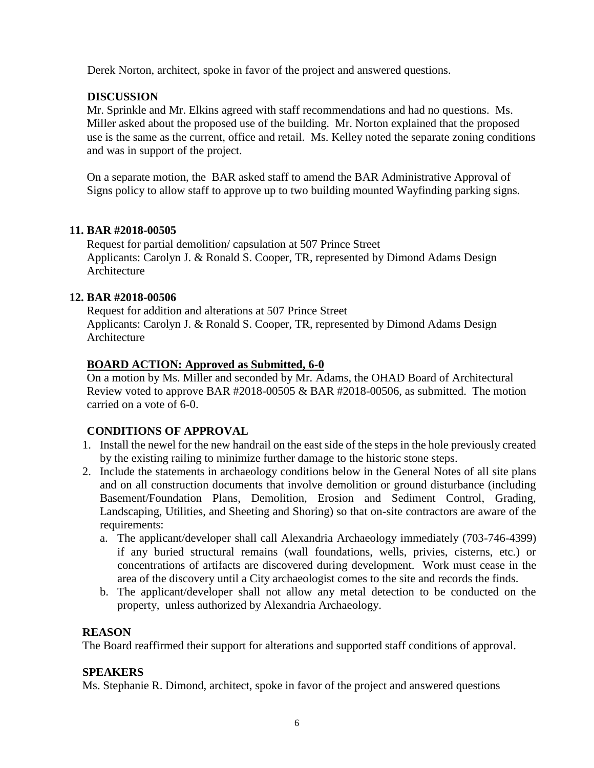Derek Norton, architect, spoke in favor of the project and answered questions.

**DISCUSSION**

Mr. Sprinkle and Mr. Elkins agreed with staff recommendations and had no questions. Ms. Miller asked about the proposed use of the building. Mr. Norton explained that the proposed use is the same as the current, office and retail. Ms. Kelley noted the separate zoning conditions and was in support of the project.

On a separate motion, the BAR asked staff to amend the BAR Administrative Approval of Signs policy to allow staff to approve up to two building mounted Wayfinding parking signs.

**11. BAR #2018-00505**

Request for partial demolition/ capsulation at 507 Prince Street
Applicants: Carolyn J. & Ronald S. Cooper, TR, represented by Dimond Adams Design Architecture

**12. BAR #2018-00506**

Request for addition and alterations at 507 Prince Street
Applicants: Carolyn J. & Ronald S. Cooper, TR, represented by Dimond Adams Design Architecture

**BOARD ACTION: Approved as Submitted, 6-0**

On a motion by Ms. Miller and seconded by Mr. Adams, the OHAD Board of Architectural Review voted to approve BAR #2018-00505 & BAR #2018-00506, as submitted. The motion carried on a vote of 6-0.

**CONDITIONS OF APPROVAL**

1. Install the newel for the new handrail on the east side of the steps in the hole previously created by the existing railing to minimize further damage to the historic stone steps.
2. Include the statements in archaeology conditions below in the General Notes of all site plans and on all construction documents that involve demolition or ground disturbance (including Basement/Foundation Plans, Demolition, Erosion and Sediment Control, Grading, Landscaping, Utilities, and Sheeting and Shoring) so that on-site contractors are aware of the requirements:
   a. The applicant/developer shall call Alexandria Archaeology immediately (703-746-4399) if any buried structural remains (wall foundations, wells, privies, cisterns, etc.) or concentrations of artifacts are discovered during development. Work must cease in the area of the discovery until a City archaeologist comes to the site and records the finds.
   b. The applicant/developer shall not allow any metal detection to be conducted on the property, unless authorized by Alexandria Archaeology.

**REASON**

The Board reaffirmed their support for alterations and supported staff conditions of approval.

**SPEAKERS**

Ms. Stephanie R. Dimond, architect, spoke in favor of the project and answered questions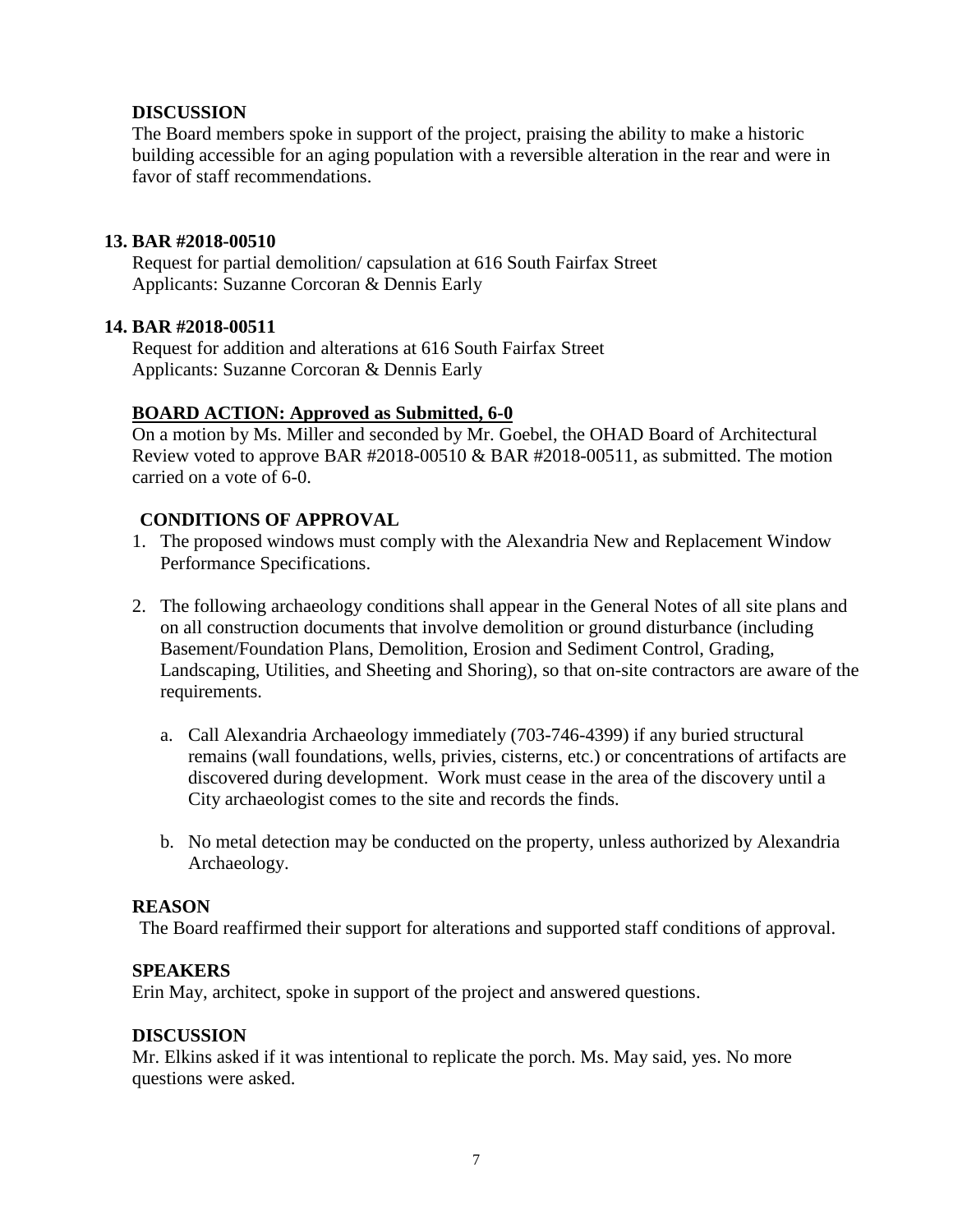**DISCUSSION**

The Board members spoke in support of the project, praising the ability to make a historic building accessible for an aging population with a reversible alteration in the rear and were in favor of staff recommendations.

**13. BAR #2018-00510**

Request for partial demolition/ capsulation at 616 South Fairfax Street
Applicants: Suzanne Corcoran & Dennis Early

**14. BAR #2018-00511**

Request for addition and alterations at 616 South Fairfax Street
Applicants: Suzanne Corcoran & Dennis Early

**BOARD ACTION: Approved as Submitted, 6-0**

On a motion by Ms. Miller and seconded by Mr. Goebel, the OHAD Board of Architectural Review voted to approve BAR #2018-00510 & BAR #2018-00511, as submitted. The motion carried on a vote of 6-0.

**CONDITIONS OF APPROVAL**

1. The proposed windows must comply with the Alexandria New and Replacement Window Performance Specifications.

2. The following archaeology conditions shall appear in the General Notes of all site plans and on all construction documents that involve demolition or ground disturbance (including Basement/Foundation Plans, Demolition, Erosion and Sediment Control, Grading, Landscaping, Utilities, and Sheeting and Shoring), so that on-site contractors are aware of the requirements.

   a. Call Alexandria Archaeology immediately (703-746-4399) if any buried structural remains (wall foundations, wells, privies, cisterns, etc.) or concentrations of artifacts are discovered during development. Work must cease in the area of the discovery until a City archaeologist comes to the site and records the finds.

   b. No metal detection may be conducted on the property, unless authorized by Alexandria Archaeology.

**REASON**

The Board reaffirmed their support for alterations and supported staff conditions of approval.

**SPEAKERS**

Erin May, architect, spoke in support of the project and answered questions.

**DISCUSSION**

Mr. Elkins asked if it was intentional to replicate the porch. Ms. May said, yes. No more questions were asked.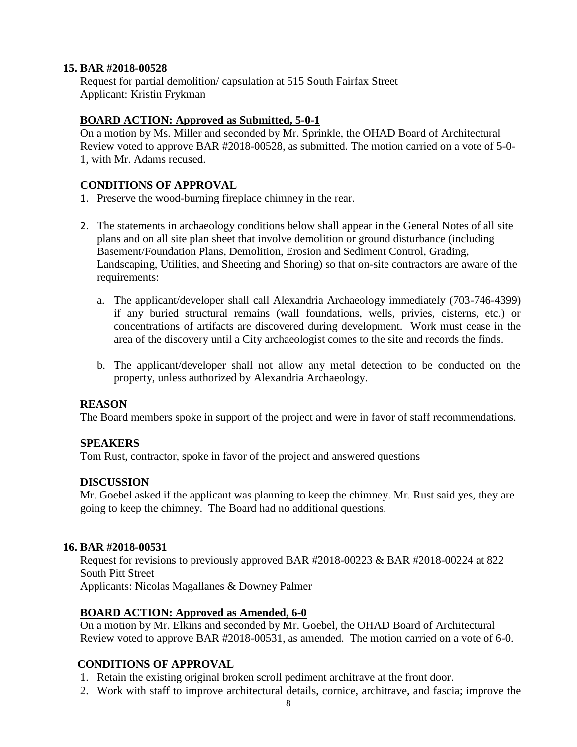**15. BAR #2018-00528**

Request for partial demolition/ capsulation at 515 South Fairfax Street
Applicant: Kristin Frykman

**BOARD ACTION: Approved as Submitted, 5-0-1**

On a motion by Ms. Miller and seconded by Mr. Sprinkle, the OHAD Board of Architectural Review voted to approve BAR #2018-00528, as submitted. The motion carried on a vote of 5-0-1, with Mr. Adams recused.

**CONDITIONS OF APPROVAL**

1. Preserve the wood-burning fireplace chimney in the rear.

2. The statements in archaeology conditions below shall appear in the General Notes of all site plans and on all site plan sheet that involve demolition or ground disturbance (including Basement/Foundation Plans, Demolition, Erosion and Sediment Control, Grading, Landscaping, Utilities, and Sheeting and Shoring) so that on-site contractors are aware of the requirements:

   a. The applicant/developer shall call Alexandria Archaeology immediately (703-746-4399) if any buried structural remains (wall foundations, wells, privies, cisterns, etc.) or concentrations of artifacts are discovered during development. Work must cease in the area of the discovery until a City archaeologist comes to the site and records the finds.

   b. The applicant/developer shall not allow any metal detection to be conducted on the property, unless authorized by Alexandria Archaeology.

**REASON**

The Board members spoke in support of the project and were in favor of staff recommendations.

**SPEAKERS**

Tom Rust, contractor, spoke in favor of the project and answered questions

**DISCUSSION**

Mr. Goebel asked if the applicant was planning to keep the chimney. Mr. Rust said yes, they are going to keep the chimney. The Board had no additional questions.

**16. BAR #2018-00531**

Request for revisions to previously approved BAR #2018-00223 & BAR #2018-00224 at 822 South Pitt Street
Applicants: Nicolas Magallanes & Downey Palmer

**BOARD ACTION: Approved as Amended, 6-0**

On a motion by Mr. Elkins and seconded by Mr. Goebel, the OHAD Board of Architectural Review voted to approve BAR #2018-00531, as amended. The motion carried on a vote of 6-0.

**CONDITIONS OF APPROVAL**

1. Retain the existing original broken scroll pediment architrave at the front door.
2. Work with staff to improve architectural details, cornice, architrave, and fascia; improve the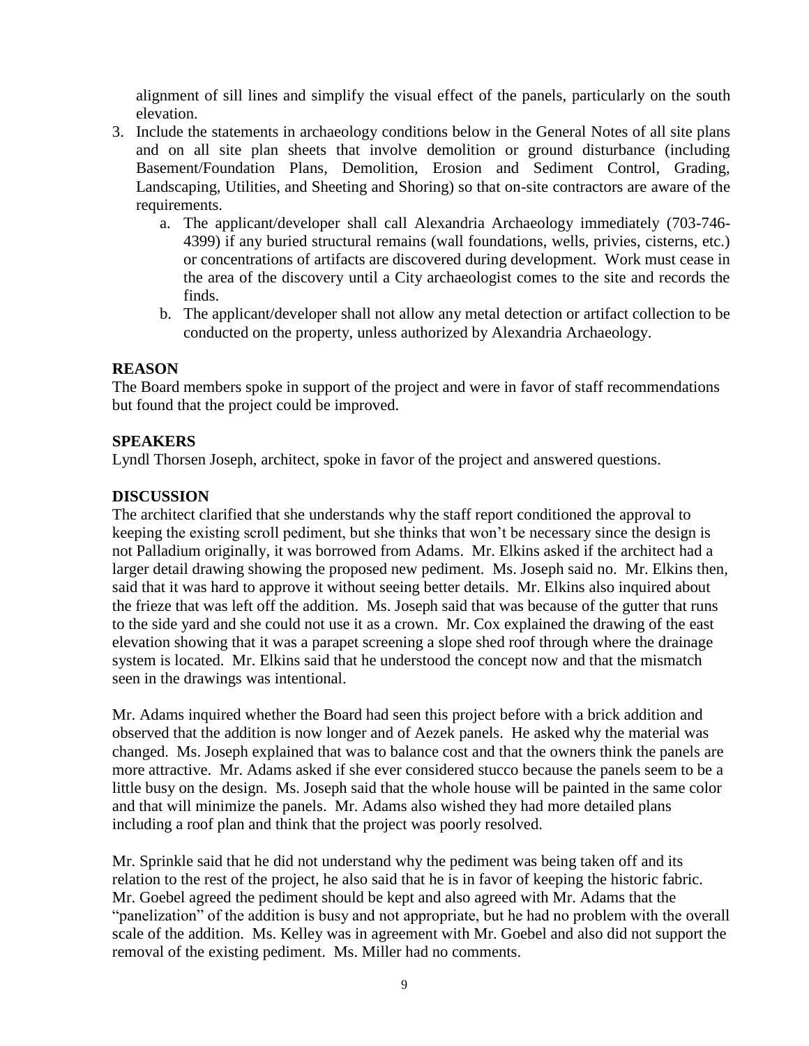alignment of sill lines and simplify the visual effect of the panels, particularly on the south elevation.

3. Include the statements in archaeology conditions below in the General Notes of all site plans and on all site plan sheets that involve demolition or ground disturbance (including Basement/Foundation Plans, Demolition, Erosion and Sediment Control, Grading, Landscaping, Utilities, and Sheeting and Shoring) so that on-site contractors are aware of the requirements.
   a. The applicant/developer shall call Alexandria Archaeology immediately (703-746-4399) if any buried structural remains (wall foundations, wells, privies, cisterns, etc.) or concentrations of artifacts are discovered during development. Work must cease in the area of the discovery until a City archaeologist comes to the site and records the finds.
   b. The applicant/developer shall not allow any metal detection or artifact collection to be conducted on the property, unless authorized by Alexandria Archaeology.

**REASON**
The Board members spoke in support of the project and were in favor of staff recommendations but found that the project could be improved.

**SPEAKERS**
Lyndl Thorsen Joseph, architect, spoke in favor of the project and answered questions.

**DISCUSSION**
The architect clarified that she understands why the staff report conditioned the approval to keeping the existing scroll pediment, but she thinks that won't be necessary since the design is not Palladium originally, it was borrowed from Adams. Mr. Elkins asked if the architect had a larger detail drawing showing the proposed new pediment. Ms. Joseph said no. Mr. Elkins then, said that it was hard to approve it without seeing better details. Mr. Elkins also inquired about the frieze that was left off the addition. Ms. Joseph said that was because of the gutter that runs to the side yard and she could not use it as a crown. Mr. Cox explained the drawing of the east elevation showing that it was a parapet screening a slope shed roof through where the drainage system is located. Mr. Elkins said that he understood the concept now and that the mismatch seen in the drawings was intentional.

Mr. Adams inquired whether the Board had seen this project before with a brick addition and observed that the addition is now longer and of Aezek panels. He asked why the material was changed. Ms. Joseph explained that was to balance cost and that the owners think the panels are more attractive. Mr. Adams asked if she ever considered stucco because the panels seem to be a little busy on the design. Ms. Joseph said that the whole house will be painted in the same color and that will minimize the panels. Mr. Adams also wished they had more detailed plans including a roof plan and think that the project was poorly resolved.

Mr. Sprinkle said that he did not understand why the pediment was being taken off and its relation to the rest of the project, he also said that he is in favor of keeping the historic fabric. Mr. Goebel agreed the pediment should be kept and also agreed with Mr. Adams that the "panelization" of the addition is busy and not appropriate, but he had no problem with the overall scale of the addition. Ms. Kelley was in agreement with Mr. Goebel and also did not support the removal of the existing pediment. Ms. Miller had no comments.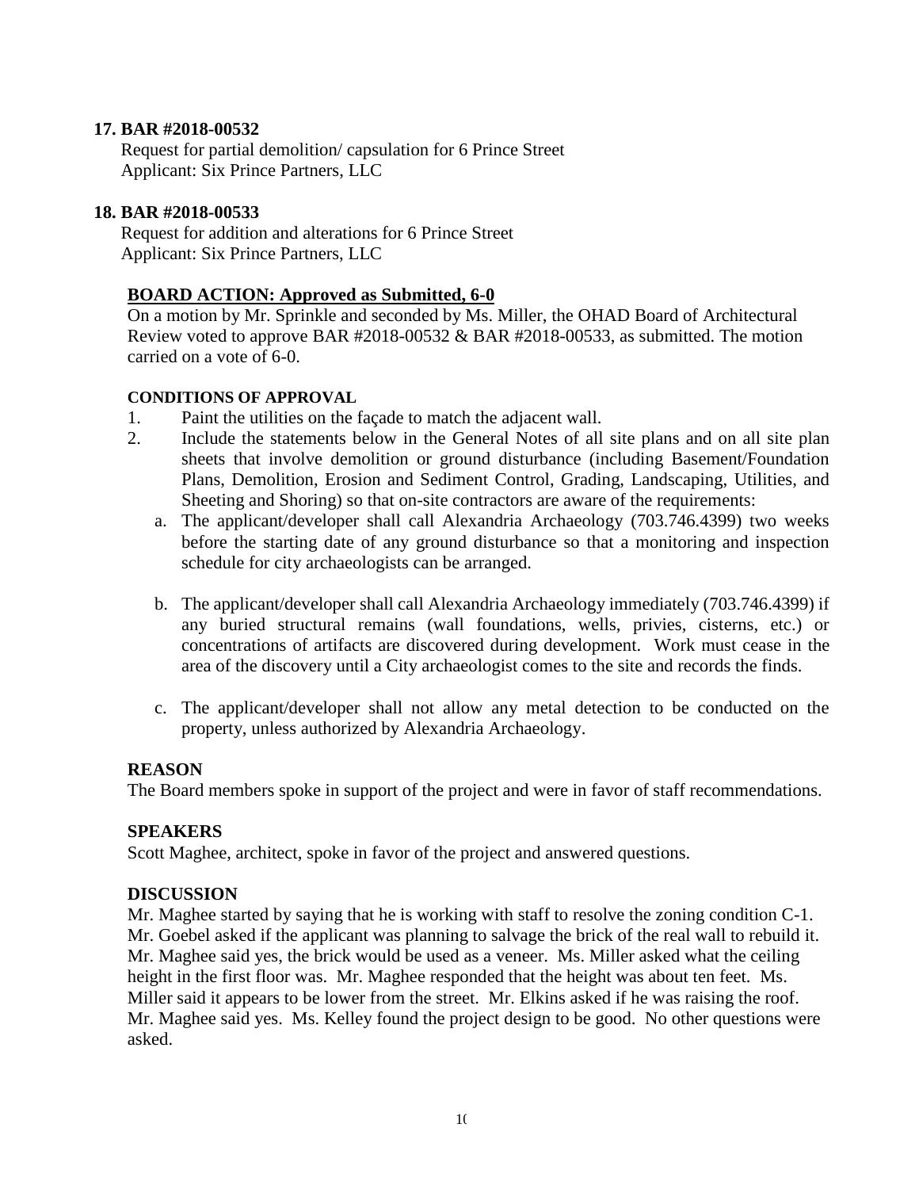**17. BAR #2018-00532**

Request for partial demolition/ capsulation for 6 Prince Street
Applicant: Six Prince Partners, LLC

**18. BAR #2018-00533**

Request for addition and alterations for 6 Prince Street
Applicant: Six Prince Partners, LLC

**BOARD ACTION: Approved as Submitted, 6-0**

On a motion by Mr. Sprinkle and seconded by Ms. Miller, the OHAD Board of Architectural Review voted to approve BAR #2018-00532 & BAR #2018-00533, as submitted. The motion carried on a vote of 6-0.

**CONDITIONS OF APPROVAL**

1. Paint the utilities on the façade to match the adjacent wall.
2. Include the statements below in the General Notes of all site plans and on all site plan sheets that involve demolition or ground disturbance (including Basement/Foundation Plans, Demolition, Erosion and Sediment Control, Grading, Landscaping, Utilities, and Sheeting and Shoring) so that on-site contractors are aware of the requirements:
   a. The applicant/developer shall call Alexandria Archaeology (703.746.4399) two weeks before the starting date of any ground disturbance so that a monitoring and inspection schedule for city archaeologists can be arranged.
   b. The applicant/developer shall call Alexandria Archaeology immediately (703.746.4399) if any buried structural remains (wall foundations, wells, privies, cisterns, etc.) or concentrations of artifacts are discovered during development. Work must cease in the area of the discovery until a City archaeologist comes to the site and records the finds.
   c. The applicant/developer shall not allow any metal detection to be conducted on the property, unless authorized by Alexandria Archaeology.

**REASON**

The Board members spoke in support of the project and were in favor of staff recommendations.

**SPEAKERS**

Scott Maghee, architect, spoke in favor of the project and answered questions.

**DISCUSSION**

Mr. Maghee started by saying that he is working with staff to resolve the zoning condition C-1. Mr. Goebel asked if the applicant was planning to salvage the brick of the real wall to rebuild it. Mr. Maghee said yes, the brick would be used as a veneer. Ms. Miller asked what the ceiling height in the first floor was. Mr. Maghee responded that the height was about ten feet. Ms. Miller said it appears to be lower from the street. Mr. Elkins asked if he was raising the roof. Mr. Maghee said yes. Ms. Kelley found the project design to be good. No other questions were asked.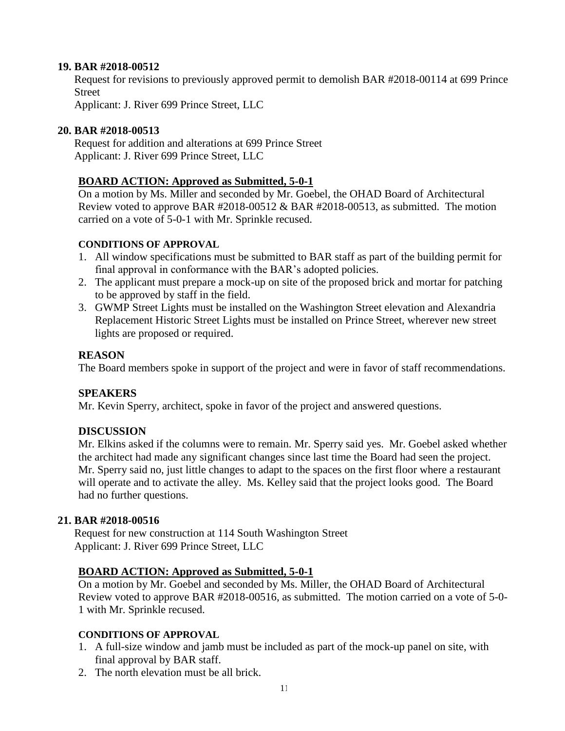**19. BAR #2018-00512**

Request for revisions to previously approved permit to demolish BAR #2018-00114 at 699 Prince Street

Applicant: J. River 699 Prince Street, LLC

**20. BAR #2018-00513**

Request for addition and alterations at 699 Prince Street

Applicant: J. River 699 Prince Street, LLC

**BOARD ACTION: Approved as Submitted, 5-0-1**

On a motion by Ms. Miller and seconded by Mr. Goebel, the OHAD Board of Architectural Review voted to approve BAR #2018-00512 & BAR #2018-00513, as submitted. The motion carried on a vote of 5-0-1 with Mr. Sprinkle recused.

**CONDITIONS OF APPROVAL**

1. All window specifications must be submitted to BAR staff as part of the building permit for final approval in conformance with the BAR's adopted policies.
2. The applicant must prepare a mock-up on site of the proposed brick and mortar for patching to be approved by staff in the field.
3. GWMP Street Lights must be installed on the Washington Street elevation and Alexandria Replacement Historic Street Lights must be installed on Prince Street, wherever new street lights are proposed or required.

**REASON**

The Board members spoke in support of the project and were in favor of staff recommendations.

**SPEAKERS**

Mr. Kevin Sperry, architect, spoke in favor of the project and answered questions.

**DISCUSSION**

Mr. Elkins asked if the columns were to remain. Mr. Sperry said yes. Mr. Goebel asked whether the architect had made any significant changes since last time the Board had seen the project. Mr. Sperry said no, just little changes to adapt to the spaces on the first floor where a restaurant will operate and to activate the alley. Ms. Kelley said that the project looks good. The Board had no further questions.

**21. BAR #2018-00516**

Request for new construction at 114 South Washington Street

Applicant: J. River 699 Prince Street, LLC

**BOARD ACTION: Approved as Submitted, 5-0-1**

On a motion by Mr. Goebel and seconded by Ms. Miller, the OHAD Board of Architectural Review voted to approve BAR #2018-00516, as submitted. The motion carried on a vote of 5-0-1 with Mr. Sprinkle recused.

**CONDITIONS OF APPROVAL**

1. A full-size window and jamb must be included as part of the mock-up panel on site, with final approval by BAR staff.
2. The north elevation must be all brick.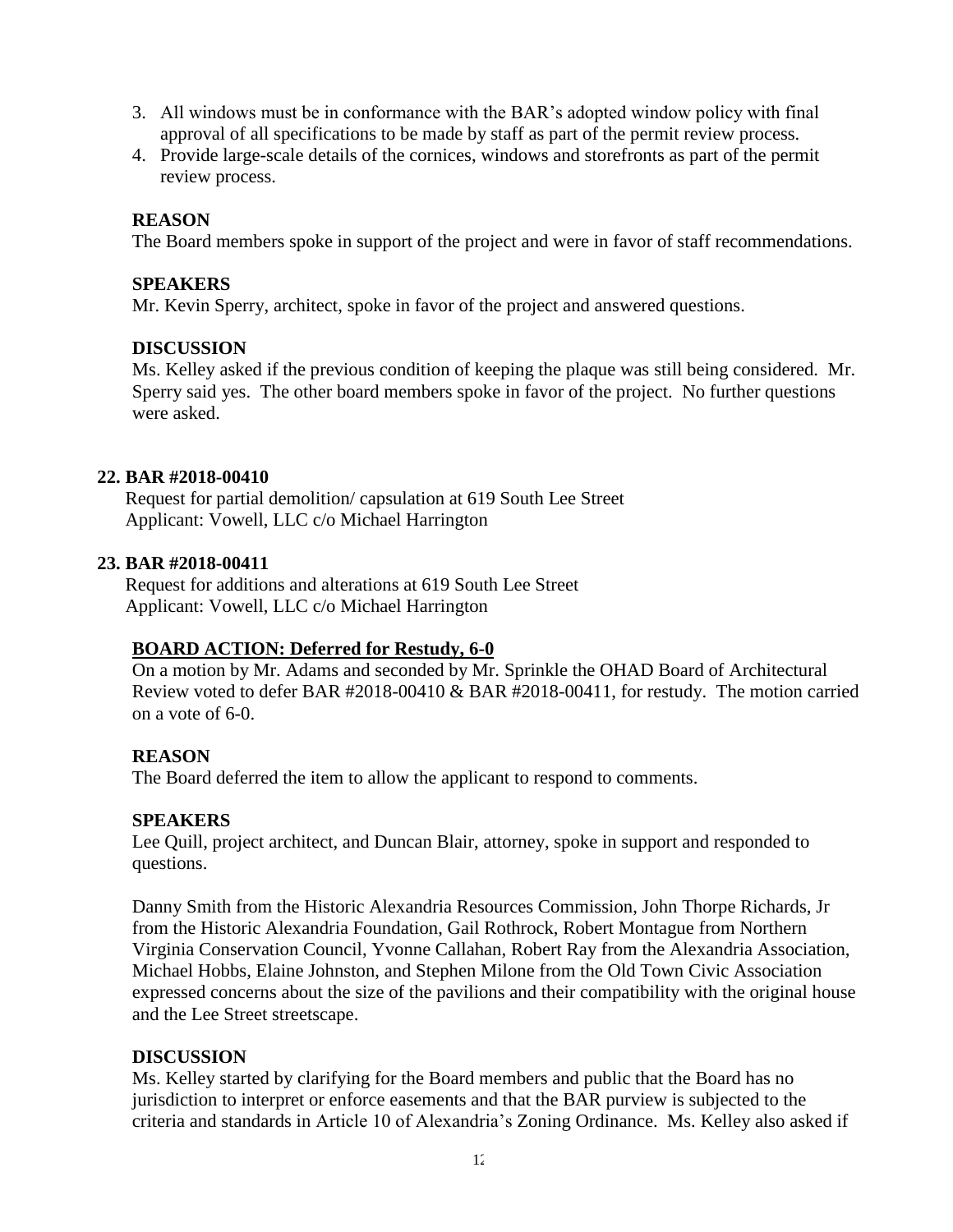3. All windows must be in conformance with the BAR's adopted window policy with final approval of all specifications to be made by staff as part of the permit review process.
4. Provide large-scale details of the cornices, windows and storefronts as part of the permit review process.

**REASON**

The Board members spoke in support of the project and were in favor of staff recommendations.

**SPEAKERS**

Mr. Kevin Sperry, architect, spoke in favor of the project and answered questions.

**DISCUSSION**

Ms. Kelley asked if the previous condition of keeping the plaque was still being considered. Mr. Sperry said yes. The other board members spoke in favor of the project. No further questions were asked.

**22. BAR #2018-00410**

Request for partial demolition/ capsulation at 619 South Lee Street
Applicant: Vowell, LLC c/o Michael Harrington

**23. BAR #2018-00411**

Request for additions and alterations at 619 South Lee Street
Applicant: Vowell, LLC c/o Michael Harrington

**BOARD ACTION: Deferred for Restudy, 6-0**

On a motion by Mr. Adams and seconded by Mr. Sprinkle the OHAD Board of Architectural Review voted to defer BAR #2018-00410 & BAR #2018-00411, for restudy. The motion carried on a vote of 6-0.

**REASON**

The Board deferred the item to allow the applicant to respond to comments.

**SPEAKERS**

Lee Quill, project architect, and Duncan Blair, attorney, spoke in support and responded to questions.

Danny Smith from the Historic Alexandria Resources Commission, John Thorpe Richards, Jr from the Historic Alexandria Foundation, Gail Rothrock, Robert Montague from Northern Virginia Conservation Council, Yvonne Callahan, Robert Ray from the Alexandria Association, Michael Hobbs, Elaine Johnston, and Stephen Milone from the Old Town Civic Association expressed concerns about the size of the pavilions and their compatibility with the original house and the Lee Street streetscape.

**DISCUSSION**

Ms. Kelley started by clarifying for the Board members and public that the Board has no jurisdiction to interpret or enforce easements and that the BAR purview is subjected to the criteria and standards in Article 10 of Alexandria's Zoning Ordinance. Ms. Kelley also asked if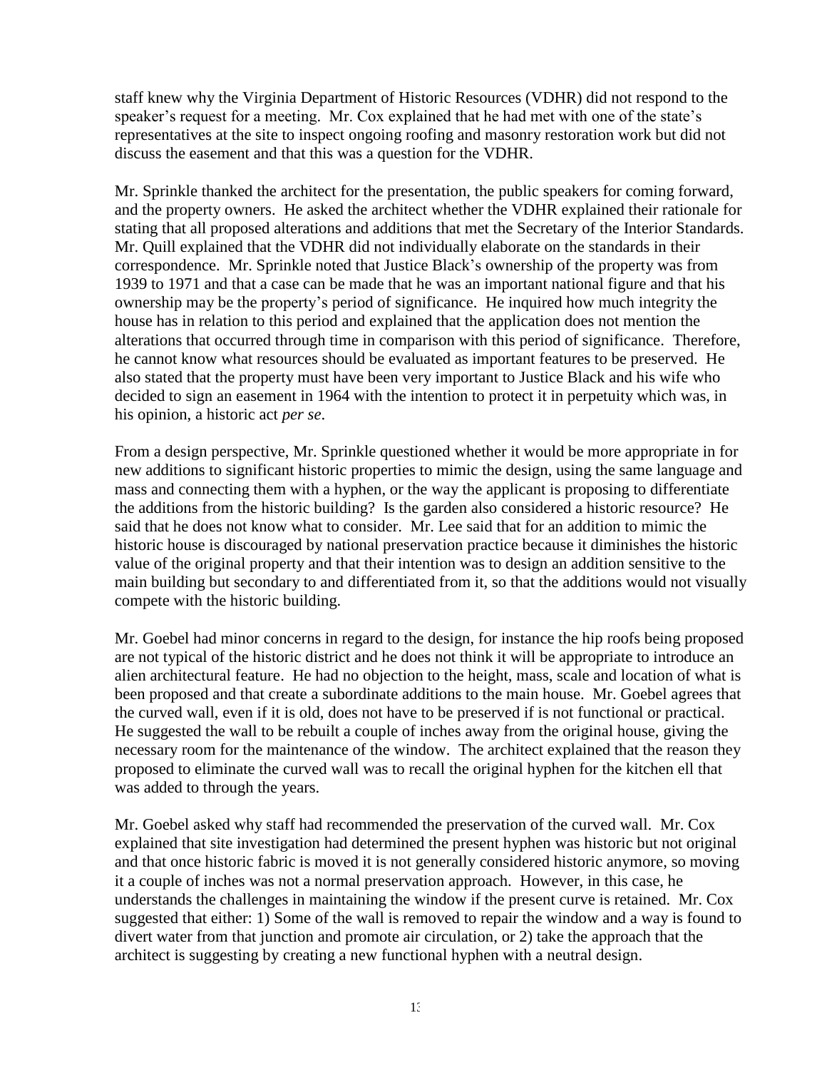staff knew why the Virginia Department of Historic Resources (VDHR) did not respond to the speaker's request for a meeting. Mr. Cox explained that he had met with one of the state's representatives at the site to inspect ongoing roofing and masonry restoration work but did not discuss the easement and that this was a question for the VDHR.

Mr. Sprinkle thanked the architect for the presentation, the public speakers for coming forward, and the property owners. He asked the architect whether the VDHR explained their rationale for stating that all proposed alterations and additions that met the Secretary of the Interior Standards. Mr. Quill explained that the VDHR did not individually elaborate on the standards in their correspondence. Mr. Sprinkle noted that Justice Black's ownership of the property was from 1939 to 1971 and that a case can be made that he was an important national figure and that his ownership may be the property's period of significance. He inquired how much integrity the house has in relation to this period and explained that the application does not mention the alterations that occurred through time in comparison with this period of significance. Therefore, he cannot know what resources should be evaluated as important features to be preserved. He also stated that the property must have been very important to Justice Black and his wife who decided to sign an easement in 1964 with the intention to protect it in perpetuity which was, in his opinion, a historic act *per se*.

From a design perspective, Mr. Sprinkle questioned whether it would be more appropriate in for new additions to significant historic properties to mimic the design, using the same language and mass and connecting them with a hyphen, or the way the applicant is proposing to differentiate the additions from the historic building? Is the garden also considered a historic resource? He said that he does not know what to consider. Mr. Lee said that for an addition to mimic the historic house is discouraged by national preservation practice because it diminishes the historic value of the original property and that their intention was to design an addition sensitive to the main building but secondary to and differentiated from it, so that the additions would not visually compete with the historic building.

Mr. Goebel had minor concerns in regard to the design, for instance the hip roofs being proposed are not typical of the historic district and he does not think it will be appropriate to introduce an alien architectural feature. He had no objection to the height, mass, scale and location of what is been proposed and that create a subordinate additions to the main house. Mr. Goebel agrees that the curved wall, even if it is old, does not have to be preserved if is not functional or practical. He suggested the wall to be rebuilt a couple of inches away from the original house, giving the necessary room for the maintenance of the window. The architect explained that the reason they proposed to eliminate the curved wall was to recall the original hyphen for the kitchen ell that was added to through the years.

Mr. Goebel asked why staff had recommended the preservation of the curved wall. Mr. Cox explained that site investigation had determined the present hyphen was historic but not original and that once historic fabric is moved it is not generally considered historic anymore, so moving it a couple of inches was not a normal preservation approach. However, in this case, he understands the challenges in maintaining the window if the present curve is retained. Mr. Cox suggested that either: 1) Some of the wall is removed to repair the window and a way is found to divert water from that junction and promote air circulation, or 2) take the approach that the architect is suggesting by creating a new functional hyphen with a neutral design.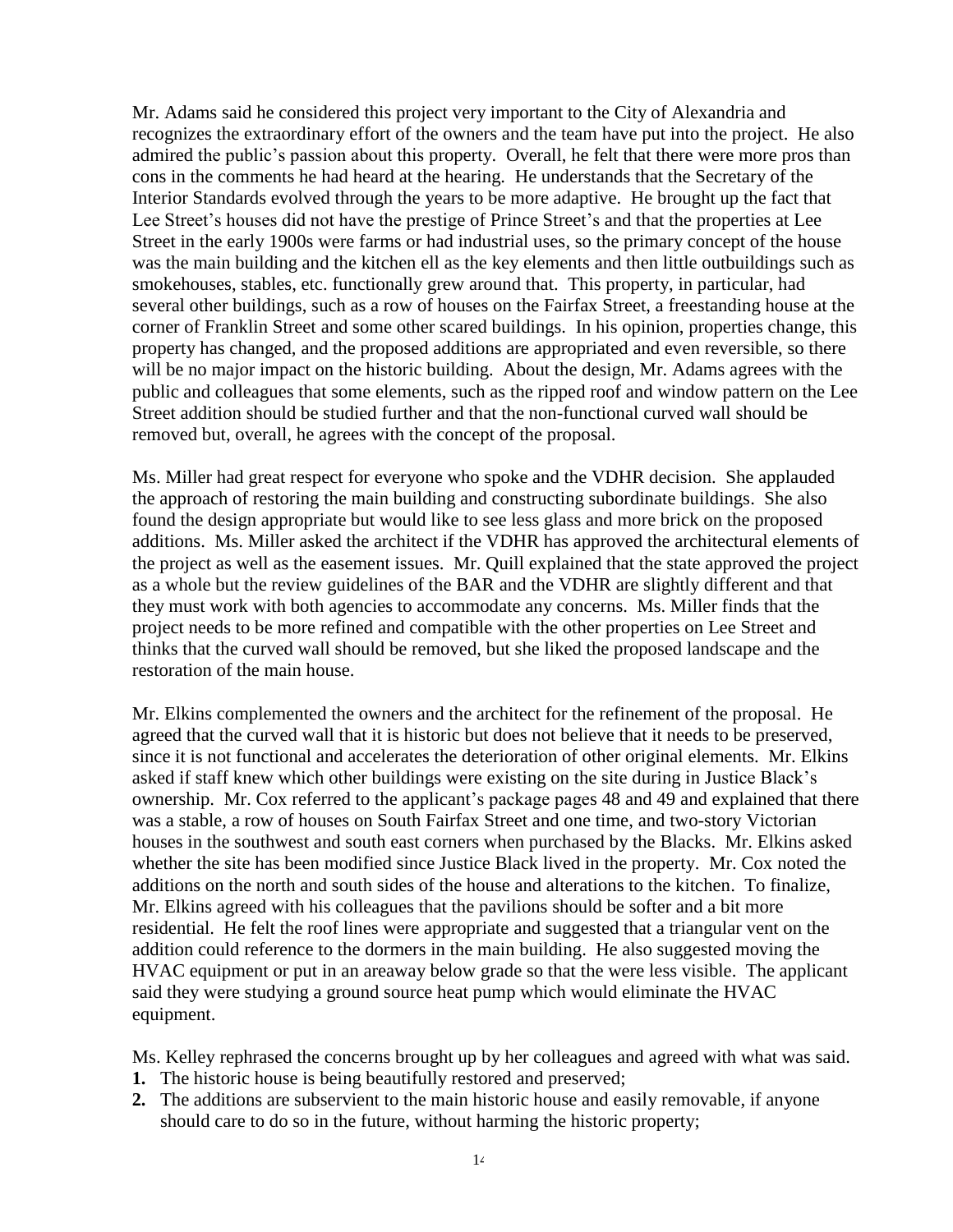Mr. Adams said he considered this project very important to the City of Alexandria and recognizes the extraordinary effort of the owners and the team have put into the project. He also admired the public's passion about this property. Overall, he felt that there were more pros than cons in the comments he had heard at the hearing. He understands that the Secretary of the Interior Standards evolved through the years to be more adaptive. He brought up the fact that Lee Street's houses did not have the prestige of Prince Street's and that the properties at Lee Street in the early 1900s were farms or had industrial uses, so the primary concept of the house was the main building and the kitchen ell as the key elements and then little outbuildings such as smokehouses, stables, etc. functionally grew around that. This property, in particular, had several other buildings, such as a row of houses on the Fairfax Street, a freestanding house at the corner of Franklin Street and some other scared buildings. In his opinion, properties change, this property has changed, and the proposed additions are appropriated and even reversible, so there will be no major impact on the historic building. About the design, Mr. Adams agrees with the public and colleagues that some elements, such as the ripped roof and window pattern on the Lee Street addition should be studied further and that the non-functional curved wall should be removed but, overall, he agrees with the concept of the proposal.

Ms. Miller had great respect for everyone who spoke and the VDHR decision. She applauded the approach of restoring the main building and constructing subordinate buildings. She also found the design appropriate but would like to see less glass and more brick on the proposed additions. Ms. Miller asked the architect if the VDHR has approved the architectural elements of the project as well as the easement issues. Mr. Quill explained that the state approved the project as a whole but the review guidelines of the BAR and the VDHR are slightly different and that they must work with both agencies to accommodate any concerns. Ms. Miller finds that the project needs to be more refined and compatible with the other properties on Lee Street and thinks that the curved wall should be removed, but she liked the proposed landscape and the restoration of the main house.

Mr. Elkins complemented the owners and the architect for the refinement of the proposal. He agreed that the curved wall that it is historic but does not believe that it needs to be preserved, since it is not functional and accelerates the deterioration of other original elements. Mr. Elkins asked if staff knew which other buildings were existing on the site during in Justice Black's ownership. Mr. Cox referred to the applicant's package pages 48 and 49 and explained that there was a stable, a row of houses on South Fairfax Street and one time, and two-story Victorian houses in the southwest and south east corners when purchased by the Blacks. Mr. Elkins asked whether the site has been modified since Justice Black lived in the property. Mr. Cox noted the additions on the north and south sides of the house and alterations to the kitchen. To finalize, Mr. Elkins agreed with his colleagues that the pavilions should be softer and a bit more residential. He felt the roof lines were appropriate and suggested that a triangular vent on the addition could reference to the dormers in the main building. He also suggested moving the HVAC equipment or put in an areaway below grade so that the were less visible. The applicant said they were studying a ground source heat pump which would eliminate the HVAC equipment.

Ms. Kelley rephrased the concerns brought up by her colleagues and agreed with what was said.

1. The historic house is being beautifully restored and preserved;
2. The additions are subservient to the main historic house and easily removable, if anyone should care to do so in the future, without harming the historic property;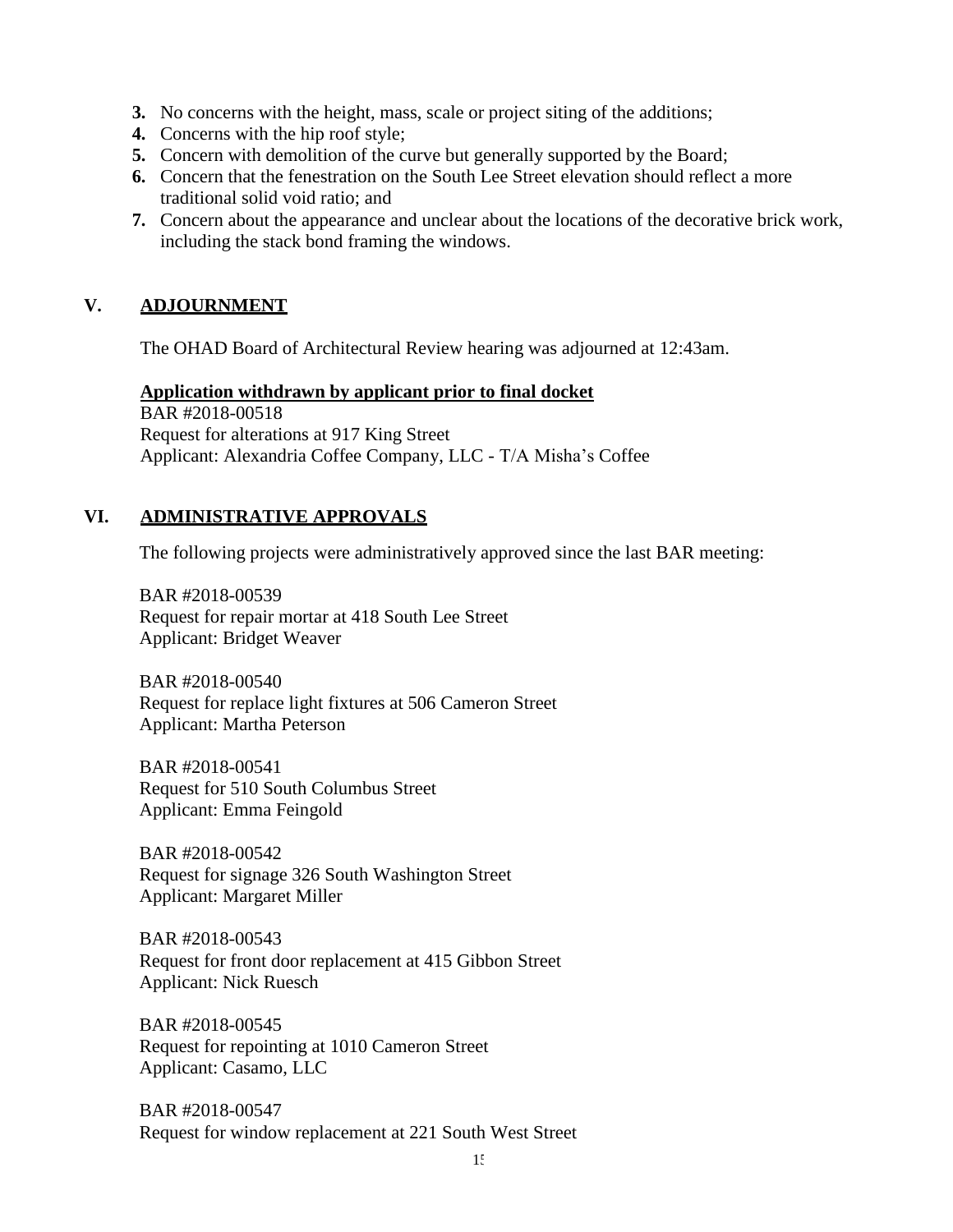3. No concerns with the height, mass, scale or project siting of the additions;
4. Concerns with the hip roof style;
5. Concern with demolition of the curve but generally supported by the Board;
6. Concern that the fenestration on the South Lee Street elevation should reflect a more traditional solid void ratio; and
7. Concern about the appearance and unclear about the locations of the decorative brick work, including the stack bond framing the windows.

## V. ADJOURNMENT

The OHAD Board of Architectural Review hearing was adjourned at 12:43am.

**Application withdrawn by applicant prior to final docket**
BAR #2018-00518
Request for alterations at 917 King Street
Applicant: Alexandria Coffee Company, LLC - T/A Misha's Coffee

## VI. ADMINISTRATIVE APPROVALS

The following projects were administratively approved since the last BAR meeting:

BAR #2018-00539
Request for repair mortar at 418 South Lee Street
Applicant: Bridget Weaver

BAR #2018-00540
Request for replace light fixtures at 506 Cameron Street
Applicant: Martha Peterson

BAR #2018-00541
Request for 510 South Columbus Street
Applicant: Emma Feingold

BAR #2018-00542
Request for signage 326 South Washington Street
Applicant: Margaret Miller

BAR #2018-00543
Request for front door replacement at 415 Gibbon Street
Applicant: Nick Ruesch

BAR #2018-00545
Request for repointing at 1010 Cameron Street
Applicant: Casamo, LLC

BAR #2018-00547
Request for window replacement at 221 South West Street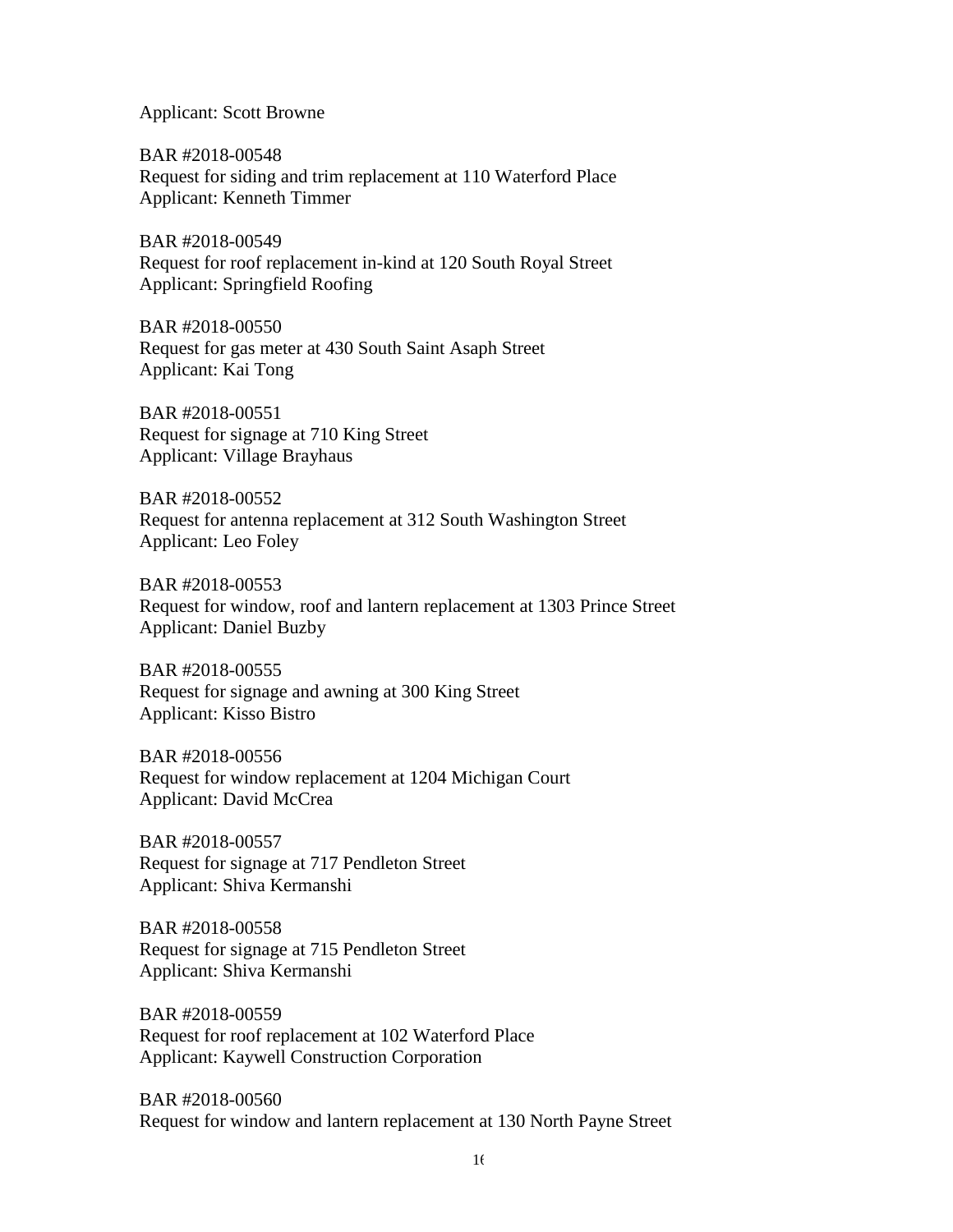Applicant: Scott Browne

BAR #2018-00548
Request for siding and trim replacement at 110 Waterford Place
Applicant: Kenneth Timmer

BAR #2018-00549
Request for roof replacement in-kind at 120 South Royal Street
Applicant: Springfield Roofing

BAR #2018-00550
Request for gas meter at 430 South Saint Asaph Street
Applicant: Kai Tong

BAR #2018-00551
Request for signage at 710 King Street
Applicant: Village Brayhaus

BAR #2018-00552
Request for antenna replacement at 312 South Washington Street
Applicant: Leo Foley

BAR #2018-00553
Request for window, roof and lantern replacement at 1303 Prince Street
Applicant: Daniel Buzby

BAR #2018-00555
Request for signage and awning at 300 King Street
Applicant: Kisso Bistro

BAR #2018-00556
Request for window replacement at 1204 Michigan Court
Applicant: David McCrea

BAR #2018-00557
Request for signage at 717 Pendleton Street
Applicant: Shiva Kermanshi

BAR #2018-00558
Request for signage at 715 Pendleton Street
Applicant: Shiva Kermanshi

BAR #2018-00559
Request for roof replacement at 102 Waterford Place
Applicant: Kaywell Construction Corporation

BAR #2018-00560
Request for window and lantern replacement at 130 North Payne Street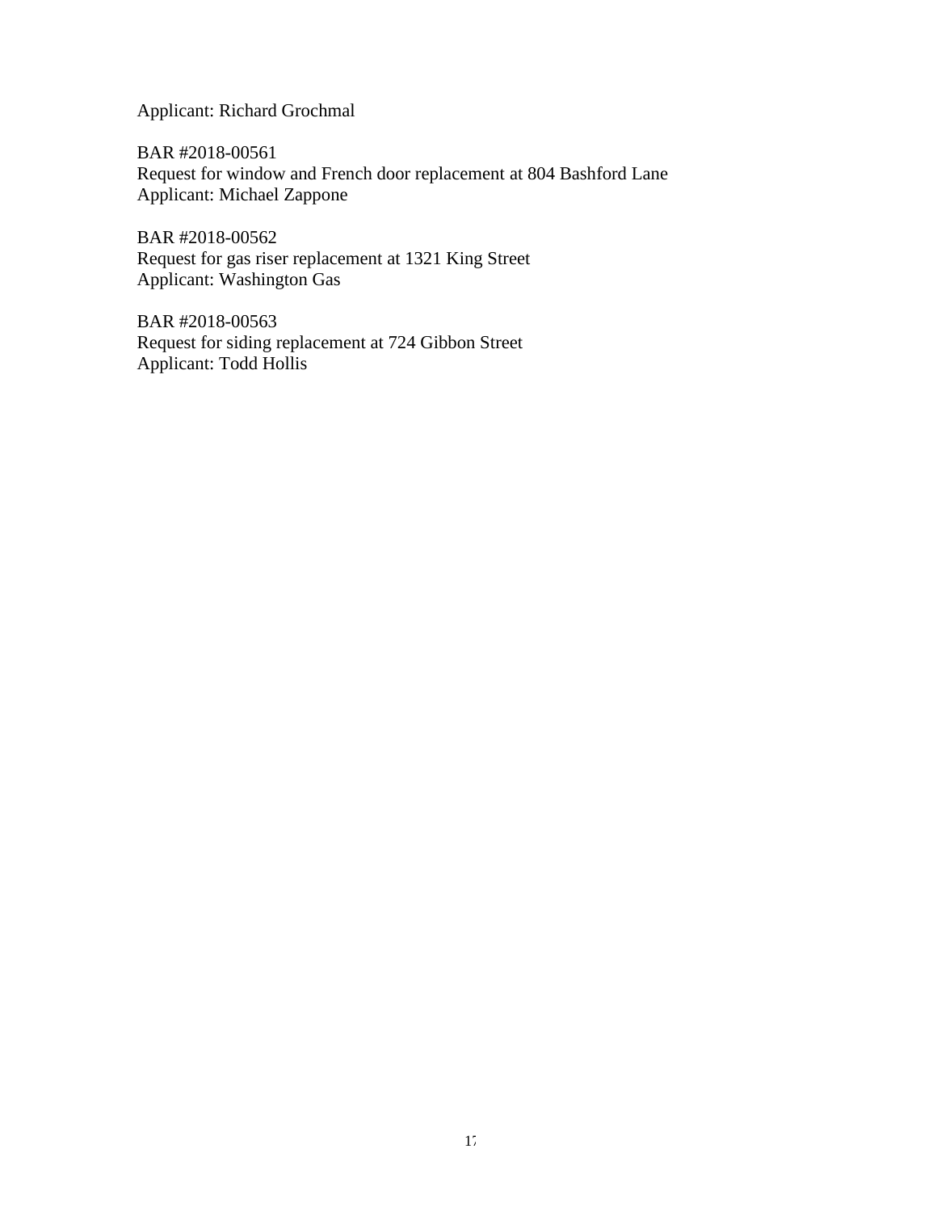Applicant: Richard Grochmal

BAR #2018-00561
Request for window and French door replacement at 804 Bashford Lane
Applicant: Michael Zappone

BAR #2018-00562
Request for gas riser replacement at 1321 King Street
Applicant: Washington Gas

BAR #2018-00563
Request for siding replacement at 724 Gibbon Street
Applicant: Todd Hollis